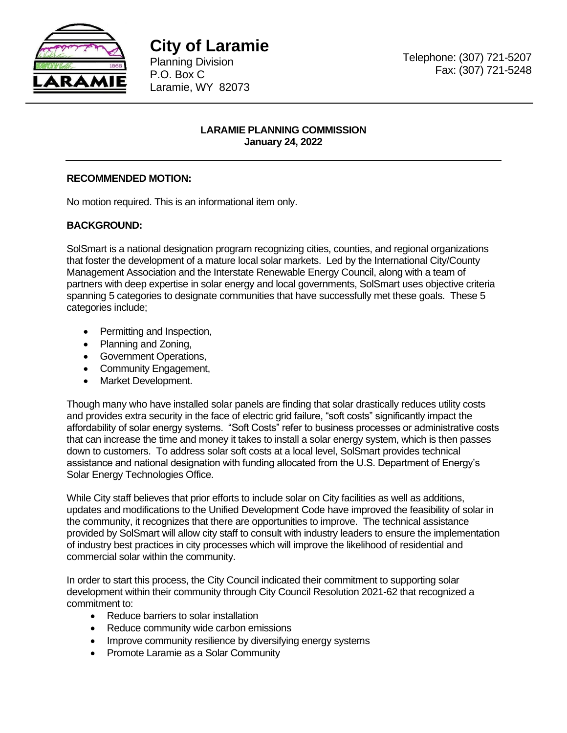# City of Laramie

Planning Division
P.O. Box C
Laramie, WY 82073

Telephone: (307) 721-5207
Fax: (307) 721-5248

**LARAMIE PLANNING COMMISSION**
**January 24, 2022**

---

**RECOMMENDED MOTION:**

No motion required. This is an informational item only.

**BACKGROUND:**

SolSmart is a national designation program recognizing cities, counties, and regional organizations that foster the development of a mature local solar markets. Led by the International City/County Management Association and the Interstate Renewable Energy Council, along with a team of partners with deep expertise in solar energy and local governments, SolSmart uses objective criteria spanning 5 categories to designate communities that have successfully met these goals. These 5 categories include;

- Permitting and Inspection,
- Planning and Zoning,
- Government Operations,
- Community Engagement,
- Market Development.

Though many who have installed solar panels are finding that solar drastically reduces utility costs and provides extra security in the face of electric grid failure, "soft costs" significantly impact the affordability of solar energy systems. "Soft Costs" refer to business processes or administrative costs that can increase the time and money it takes to install a solar energy system, which is then passes down to customers. To address solar soft costs at a local level, SolSmart provides technical assistance and national designation with funding allocated from the U.S. Department of Energy's Solar Energy Technologies Office.

While City staff believes that prior efforts to include solar on City facilities as well as additions, updates and modifications to the Unified Development Code have improved the feasibility of solar in the community, it recognizes that there are opportunities to improve. The technical assistance provided by SolSmart will allow city staff to consult with industry leaders to ensure the implementation of industry best practices in city processes which will improve the likelihood of residential and commercial solar within the community.

In order to start this process, the City Council indicated their commitment to supporting solar development within their community through City Council Resolution 2021-62 that recognized a commitment to:

- Reduce barriers to solar installation
- Reduce community wide carbon emissions
- Improve community resilience by diversifying energy systems
- Promote Laramie as a Solar Community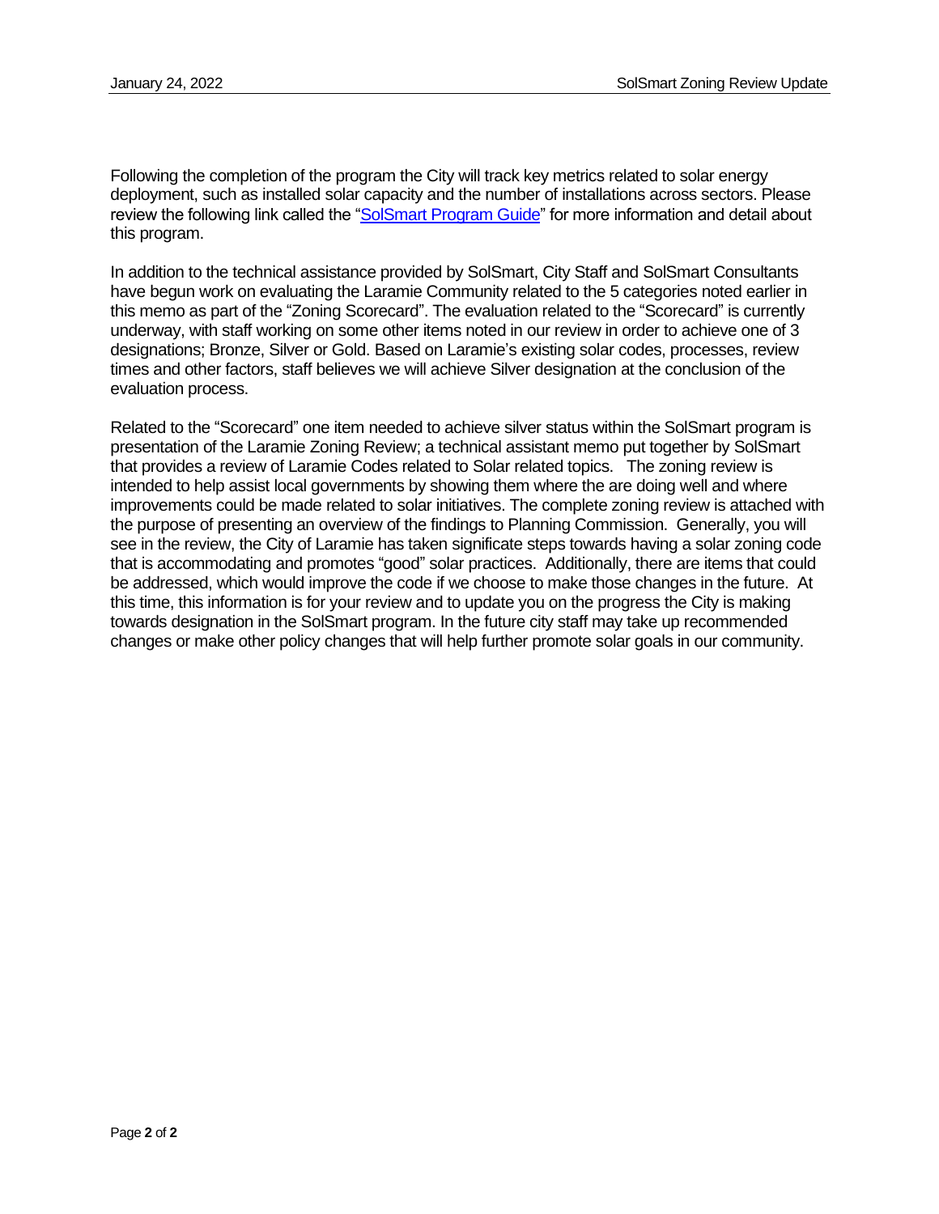Following the completion of the program the City will track key metrics related to solar energy deployment, such as installed solar capacity and the number of installations across sectors. Please review the following link called the "SolSmart Program Guide" for more information and detail about this program.

In addition to the technical assistance provided by SolSmart, City Staff and SolSmart Consultants have begun work on evaluating the Laramie Community related to the 5 categories noted earlier in this memo as part of the "Zoning Scorecard". The evaluation related to the "Scorecard" is currently underway, with staff working on some other items noted in our review in order to achieve one of 3 designations; Bronze, Silver or Gold. Based on Laramie's existing solar codes, processes, review times and other factors, staff believes we will achieve Silver designation at the conclusion of the evaluation process.

Related to the "Scorecard" one item needed to achieve silver status within the SolSmart program is presentation of the Laramie Zoning Review; a technical assistant memo put together by SolSmart that provides a review of Laramie Codes related to Solar related topics. The zoning review is intended to help assist local governments by showing them where the are doing well and where improvements could be made related to solar initiatives. The complete zoning review is attached with the purpose of presenting an overview of the findings to Planning Commission. Generally, you will see in the review, the City of Laramie has taken significate steps towards having a solar zoning code that is accommodating and promotes "good" solar practices. Additionally, there are items that could be addressed, which would improve the code if we choose to make those changes in the future. At this time, this information is for your review and to update you on the progress the City is making towards designation in the SolSmart program. In the future city staff may take up recommended changes or make other policy changes that will help further promote solar goals in our community.